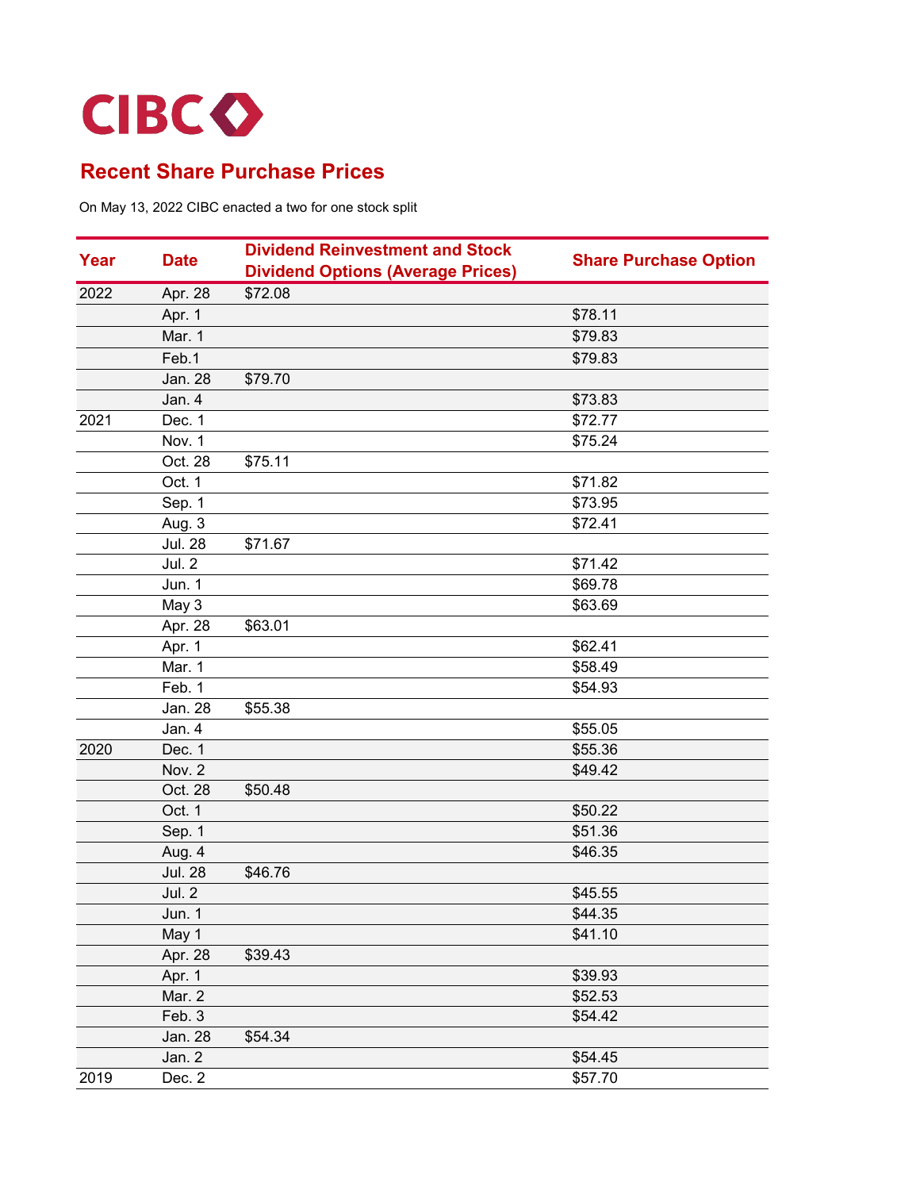CIBC

## Recent Share Purchase Prices

On May 13, 2022 CIBC enacted a two for one stock split

| Year | Date | Dividend Reinvestment and Stock Dividend Options (Average Prices) | Share Purchase Option |
|---|---|---|---|
| 2022 | Apr. 28 | $72.08 | |
| | Apr. 1 | | $78.11 |
| | Mar. 1 | | $79.83 |
| | Feb.1 | | $79.83 |
| | Jan. 28 | $79.70 | |
| | Jan. 4 | | $73.83 |
| 2021 | Dec. 1 | | $72.77 |
| | Nov. 1 | | $75.24 |
| | Oct. 28 | $75.11 | |
| | Oct. 1 | | $71.82 |
| | Sep. 1 | | $73.95 |
| | Aug. 3 | | $72.41 |
| | Jul. 28 | $71.67 | |
| | Jul. 2 | | $71.42 |
| | Jun. 1 | | $69.78 |
| | May 3 | | $63.69 |
| | Apr. 28 | $63.01 | |
| | Apr. 1 | | $62.41 |
| | Mar. 1 | | $58.49 |
| | Feb. 1 | | $54.93 |
| | Jan. 28 | $55.38 | |
| | Jan. 4 | | $55.05 |
| 2020 | Dec. 1 | | $55.36 |
| | Nov. 2 | | $49.42 |
| | Oct. 28 | $50.48 | |
| | Oct. 1 | | $50.22 |
| | Sep. 1 | | $51.36 |
| | Aug. 4 | | $46.35 |
| | Jul. 28 | $46.76 | |
| | Jul. 2 | | $45.55 |
| | Jun. 1 | | $44.35 |
| | May 1 | | $41.10 |
| | Apr. 28 | $39.43 | |
| | Apr. 1 | | $39.93 |
| | Mar. 2 | | $52.53 |
| | Feb. 3 | | $54.42 |
| | Jan. 28 | $54.34 | |
| | Jan. 2 | | $54.45 |
| 2019 | Dec. 2 | | $57.70 |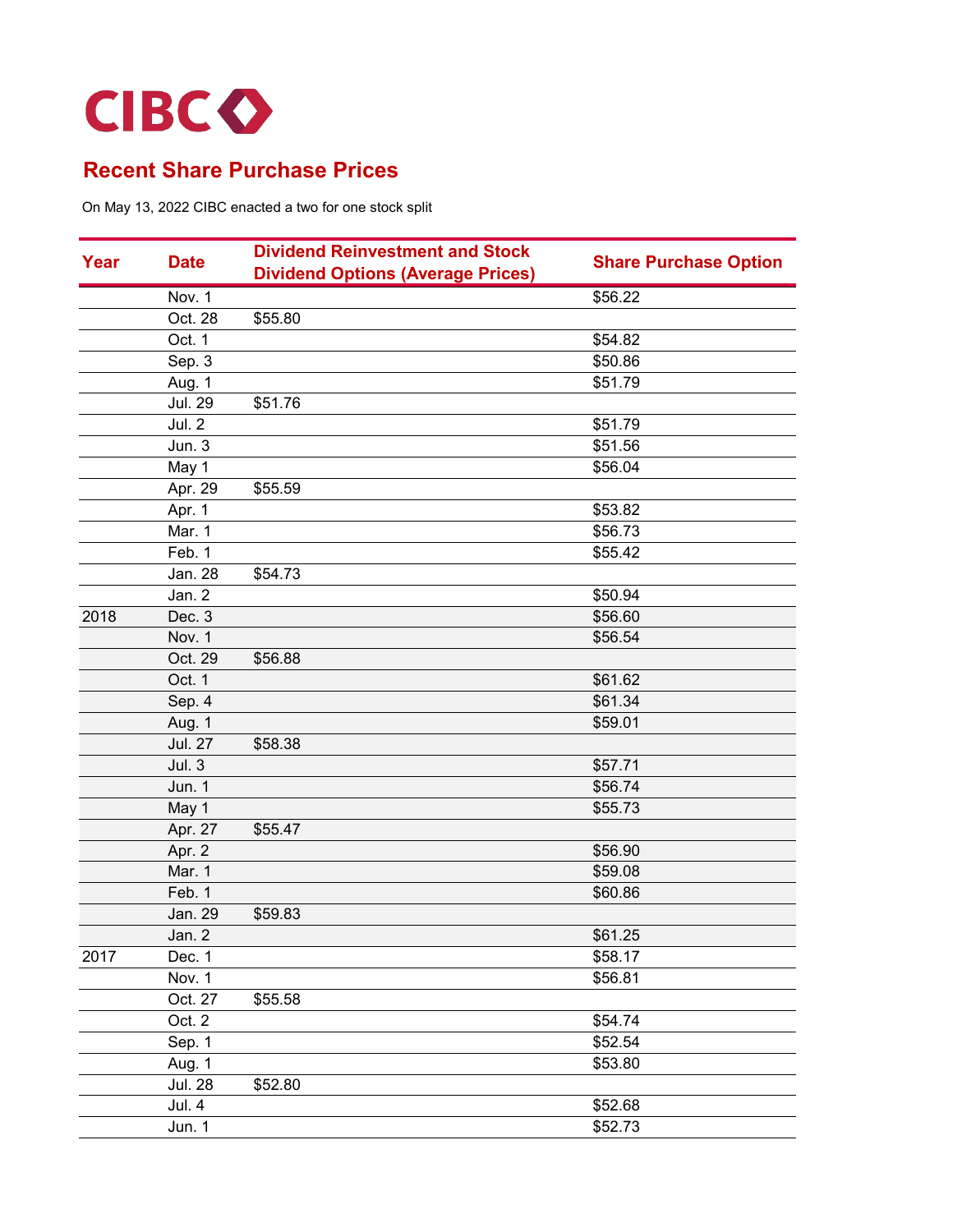CIBC

## Recent Share Purchase Prices

On May 13, 2022 CIBC enacted a two for one stock split

| Year | Date | Dividend Reinvestment and Stock Dividend Options (Average Prices) | Share Purchase Option |
|---|---|---|---|
| | Nov. 1 | | $56.22 |
| | Oct. 28 | $55.80 | |
| | Oct. 1 | | $54.82 |
| | Sep. 3 | | $50.86 |
| | Aug. 1 | | $51.79 |
| | Jul. 29 | $51.76 | |
| | Jul. 2 | | $51.79 |
| | Jun. 3 | | $51.56 |
| | May 1 | | $56.04 |
| | Apr. 29 | $55.59 | |
| | Apr. 1 | | $53.82 |
| | Mar. 1 | | $56.73 |
| | Feb. 1 | | $55.42 |
| | Jan. 28 | $54.73 | |
| | Jan. 2 | | $50.94 |
| 2018 | Dec. 3 | | $56.60 |
| | Nov. 1 | | $56.54 |
| | Oct. 29 | $56.88 | |
| | Oct. 1 | | $61.62 |
| | Sep. 4 | | $61.34 |
| | Aug. 1 | | $59.01 |
| | Jul. 27 | $58.38 | |
| | Jul. 3 | | $57.71 |
| | Jun. 1 | | $56.74 |
| | May 1 | | $55.73 |
| | Apr. 27 | $55.47 | |
| | Apr. 2 | | $56.90 |
| | Mar. 1 | | $59.08 |
| | Feb. 1 | | $60.86 |
| | Jan. 29 | $59.83 | |
| | Jan. 2 | | $61.25 |
| 2017 | Dec. 1 | | $58.17 |
| | Nov. 1 | | $56.81 |
| | Oct. 27 | $55.58 | |
| | Oct. 2 | | $54.74 |
| | Sep. 1 | | $52.54 |
| | Aug. 1 | | $53.80 |
| | Jul. 28 | $52.80 | |
| | Jul. 4 | | $52.68 |
| | Jun. 1 | | $52.73 |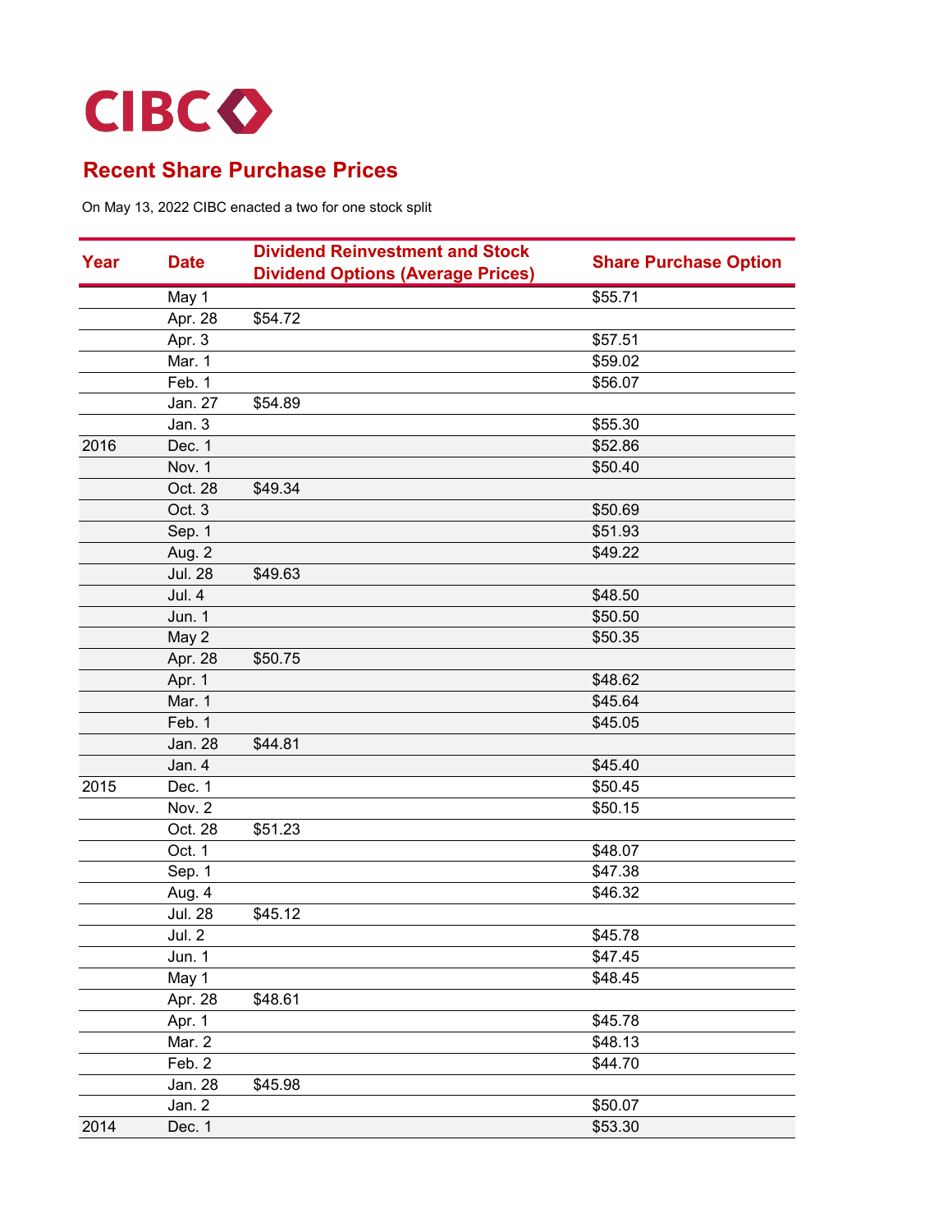CIBC

## Recent Share Purchase Prices

On May 13, 2022 CIBC enacted a two for one stock split

| Year | Date | Dividend Reinvestment and Stock Dividend Options (Average Prices) | Share Purchase Option |
|---|---|---|---|
| | May 1 | | $55.71 |
| | Apr. 28 | $54.72 | |
| | Apr. 3 | | $57.51 |
| | Mar. 1 | | $59.02 |
| | Feb. 1 | | $56.07 |
| | Jan. 27 | $54.89 | |
| | Jan. 3 | | $55.30 |
| 2016 | Dec. 1 | | $52.86 |
| | Nov. 1 | | $50.40 |
| | Oct. 28 | $49.34 | |
| | Oct. 3 | | $50.69 |
| | Sep. 1 | | $51.93 |
| | Aug. 2 | | $49.22 |
| | Jul. 28 | $49.63 | |
| | Jul. 4 | | $48.50 |
| | Jun. 1 | | $50.50 |
| | May 2 | | $50.35 |
| | Apr. 28 | $50.75 | |
| | Apr. 1 | | $48.62 |
| | Mar. 1 | | $45.64 |
| | Feb. 1 | | $45.05 |
| | Jan. 28 | $44.81 | |
| | Jan. 4 | | $45.40 |
| 2015 | Dec. 1 | | $50.45 |
| | Nov. 2 | | $50.15 |
| | Oct. 28 | $51.23 | |
| | Oct. 1 | | $48.07 |
| | Sep. 1 | | $47.38 |
| | Aug. 4 | | $46.32 |
| | Jul. 28 | $45.12 | |
| | Jul. 2 | | $45.78 |
| | Jun. 1 | | $47.45 |
| | May 1 | | $48.45 |
| | Apr. 28 | $48.61 | |
| | Apr. 1 | | $45.78 |
| | Mar. 2 | | $48.13 |
| | Feb. 2 | | $44.70 |
| | Jan. 28 | $45.98 | |
| | Jan. 2 | | $50.07 |
| 2014 | Dec. 1 | | $53.30 |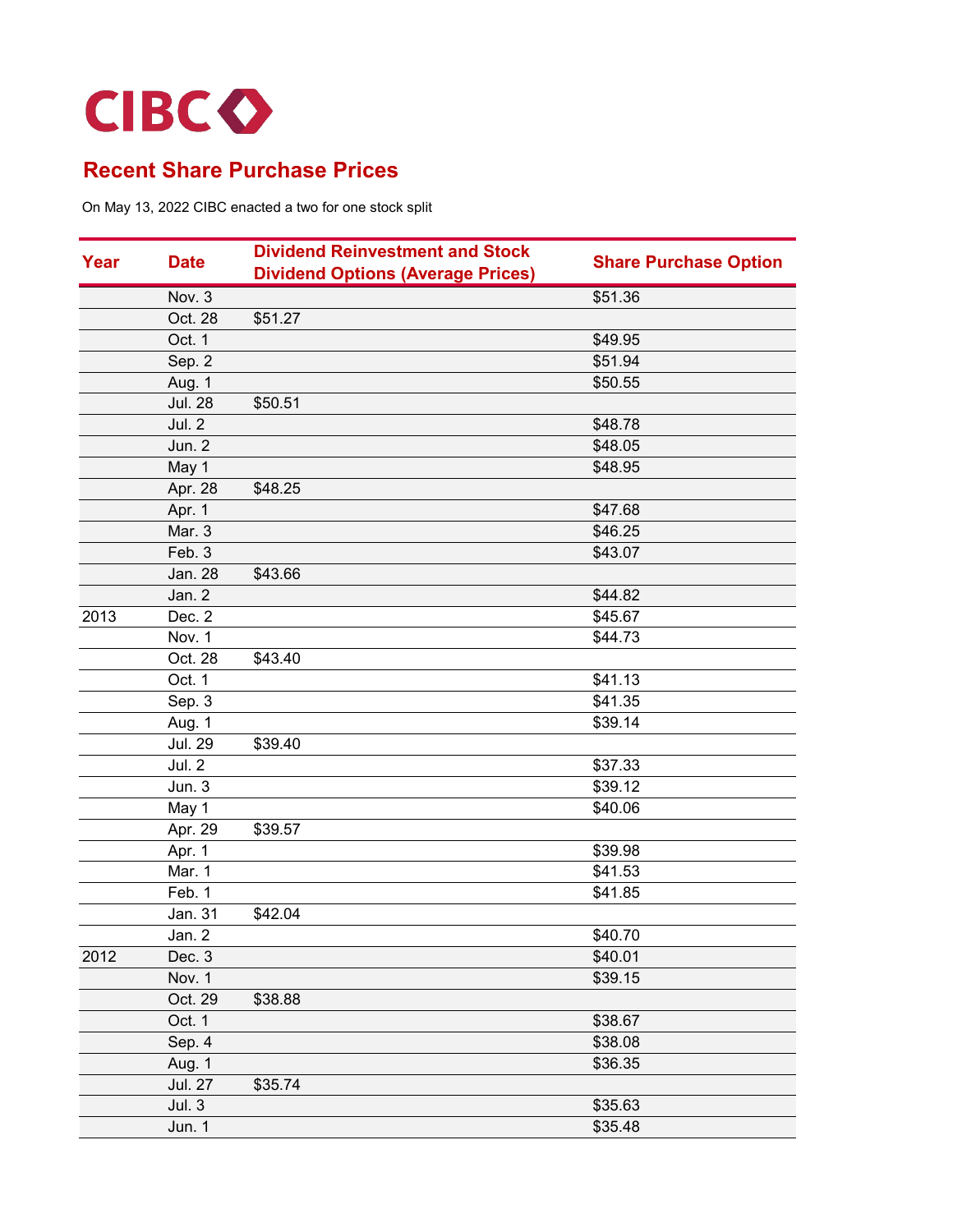CIBC

## Recent Share Purchase Prices

On May 13, 2022 CIBC enacted a two for one stock split

| Year | Date | Dividend Reinvestment and Stock Dividend Options (Average Prices) | Share Purchase Option |
| --- | --- | --- | --- |
| | Nov. 3 | | $51.36 |
| | Oct. 28 | $51.27 | |
| | Oct. 1 | | $49.95 |
| | Sep. 2 | | $51.94 |
| | Aug. 1 | | $50.55 |
| | Jul. 28 | $50.51 | |
| | Jul. 2 | | $48.78 |
| | Jun. 2 | | $48.05 |
| | May 1 | | $48.95 |
| | Apr. 28 | $48.25 | |
| | Apr. 1 | | $47.68 |
| | Mar. 3 | | $46.25 |
| | Feb. 3 | | $43.07 |
| | Jan. 28 | $43.66 | |
| | Jan. 2 | | $44.82 |
| 2013 | Dec. 2 | | $45.67 |
| | Nov. 1 | | $44.73 |
| | Oct. 28 | $43.40 | |
| | Oct. 1 | | $41.13 |
| | Sep. 3 | | $41.35 |
| | Aug. 1 | | $39.14 |
| | Jul. 29 | $39.40 | |
| | Jul. 2 | | $37.33 |
| | Jun. 3 | | $39.12 |
| | May 1 | | $40.06 |
| | Apr. 29 | $39.57 | |
| | Apr. 1 | | $39.98 |
| | Mar. 1 | | $41.53 |
| | Feb. 1 | | $41.85 |
| | Jan. 31 | $42.04 | |
| | Jan. 2 | | $40.70 |
| 2012 | Dec. 3 | | $40.01 |
| | Nov. 1 | | $39.15 |
| | Oct. 29 | $38.88 | |
| | Oct. 1 | | $38.67 |
| | Sep. 4 | | $38.08 |
| | Aug. 1 | | $36.35 |
| | Jul. 27 | $35.74 | |
| | Jul. 3 | | $35.63 |
| | Jun. 1 | | $35.48 |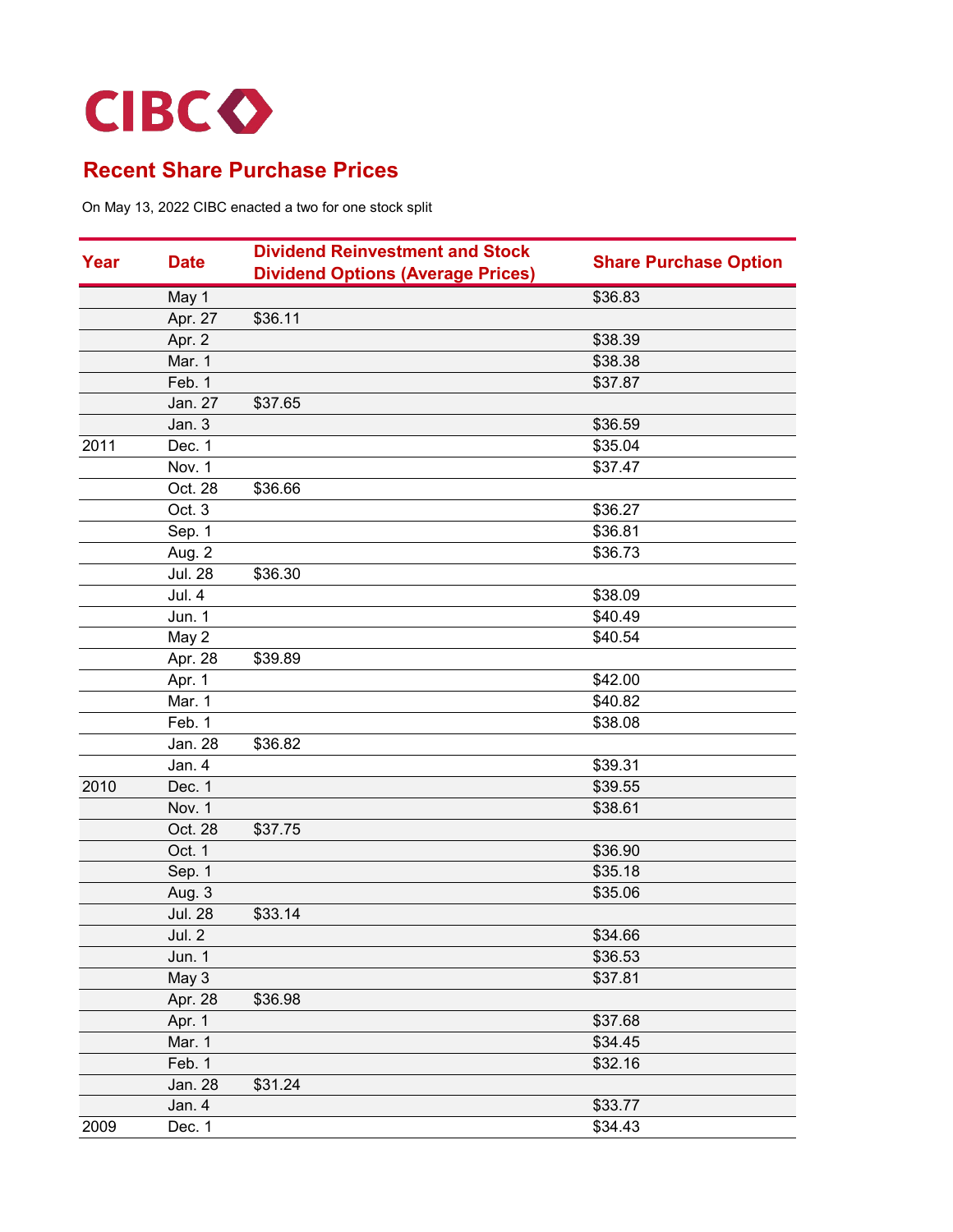CIBC

## Recent Share Purchase Prices

On May 13, 2022 CIBC enacted a two for one stock split

| Year | Date | Dividend Reinvestment and Stock Dividend Options (Average Prices) | Share Purchase Option |
|---|---|---|---|
| | May 1 | | $36.83 |
| | Apr. 27 | $36.11 | |
| | Apr. 2 | | $38.39 |
| | Mar. 1 | | $38.38 |
| | Feb. 1 | | $37.87 |
| | Jan. 27 | $37.65 | |
| | Jan. 3 | | $36.59 |
| 2011 | Dec. 1 | | $35.04 |
| | Nov. 1 | | $37.47 |
| | Oct. 28 | $36.66 | |
| | Oct. 3 | | $36.27 |
| | Sep. 1 | | $36.81 |
| | Aug. 2 | | $36.73 |
| | Jul. 28 | $36.30 | |
| | Jul. 4 | | $38.09 |
| | Jun. 1 | | $40.49 |
| | May 2 | | $40.54 |
| | Apr. 28 | $39.89 | |
| | Apr. 1 | | $42.00 |
| | Mar. 1 | | $40.82 |
| | Feb. 1 | | $38.08 |
| | Jan. 28 | $36.82 | |
| | Jan. 4 | | $39.31 |
| 2010 | Dec. 1 | | $39.55 |
| | Nov. 1 | | $38.61 |
| | Oct. 28 | $37.75 | |
| | Oct. 1 | | $36.90 |
| | Sep. 1 | | $35.18 |
| | Aug. 3 | | $35.06 |
| | Jul. 28 | $33.14 | |
| | Jul. 2 | | $34.66 |
| | Jun. 1 | | $36.53 |
| | May 3 | | $37.81 |
| | Apr. 28 | $36.98 | |
| | Apr. 1 | | $37.68 |
| | Mar. 1 | | $34.45 |
| | Feb. 1 | | $32.16 |
| | Jan. 28 | $31.24 | |
| | Jan. 4 | | $33.77 |
| 2009 | Dec. 1 | | $34.43 |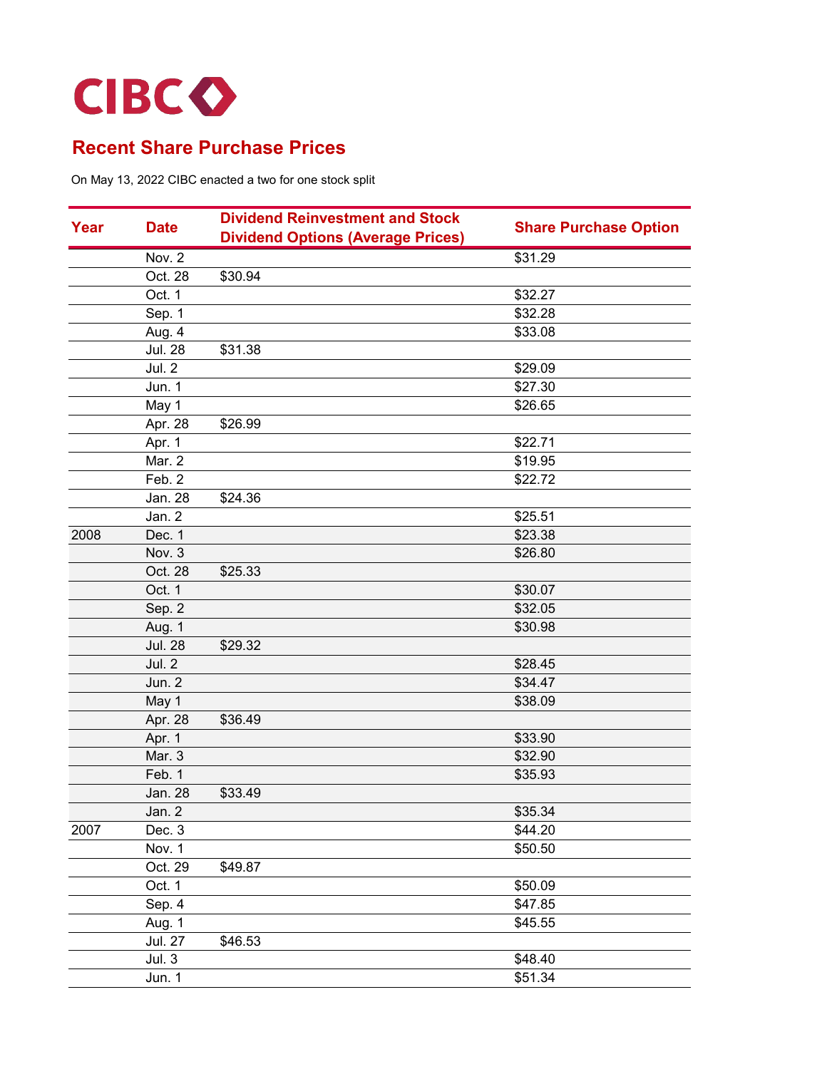CIBC

## Recent Share Purchase Prices

On May 13, 2022 CIBC enacted a two for one stock split

| Year | Date | Dividend Reinvestment and Stock Dividend Options (Average Prices) | Share Purchase Option |
|---|---|---|---|
| | Nov. 2 | | $31.29 |
| | Oct. 28 | $30.94 | |
| | Oct. 1 | | $32.27 |
| | Sep. 1 | | $32.28 |
| | Aug. 4 | | $33.08 |
| | Jul. 28 | $31.38 | |
| | Jul. 2 | | $29.09 |
| | Jun. 1 | | $27.30 |
| | May 1 | | $26.65 |
| | Apr. 28 | $26.99 | |
| | Apr. 1 | | $22.71 |
| | Mar. 2 | | $19.95 |
| | Feb. 2 | | $22.72 |
| | Jan. 28 | $24.36 | |
| | Jan. 2 | | $25.51 |
| 2008 | Dec. 1 | | $23.38 |
| | Nov. 3 | | $26.80 |
| | Oct. 28 | $25.33 | |
| | Oct. 1 | | $30.07 |
| | Sep. 2 | | $32.05 |
| | Aug. 1 | | $30.98 |
| | Jul. 28 | $29.32 | |
| | Jul. 2 | | $28.45 |
| | Jun. 2 | | $34.47 |
| | May 1 | | $38.09 |
| | Apr. 28 | $36.49 | |
| | Apr. 1 | | $33.90 |
| | Mar. 3 | | $32.90 |
| | Feb. 1 | | $35.93 |
| | Jan. 28 | $33.49 | |
| | Jan. 2 | | $35.34 |
| 2007 | Dec. 3 | | $44.20 |
| | Nov. 1 | | $50.50 |
| | Oct. 29 | $49.87 | |
| | Oct. 1 | | $50.09 |
| | Sep. 4 | | $47.85 |
| | Aug. 1 | | $45.55 |
| | Jul. 27 | $46.53 | |
| | Jul. 3 | | $48.40 |
| | Jun. 1 | | $51.34 |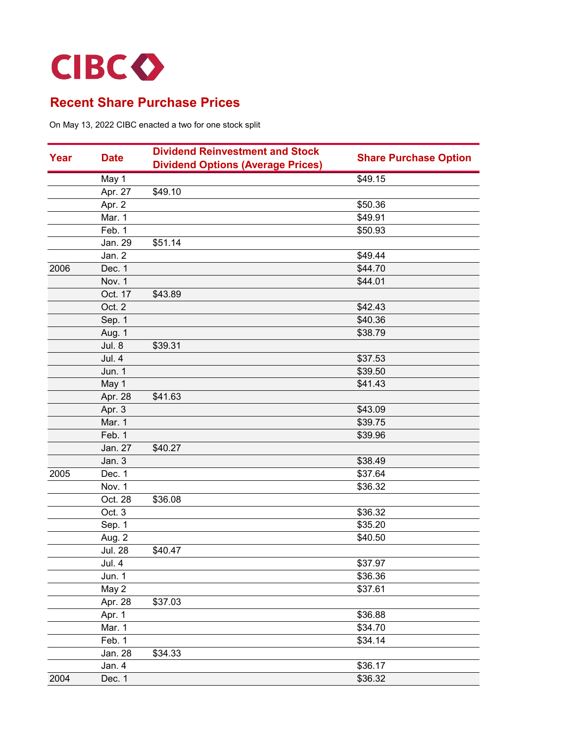CIBC

## Recent Share Purchase Prices

On May 13, 2022 CIBC enacted a two for one stock split

| Year | Date | Dividend Reinvestment and Stock Dividend Options (Average Prices) | Share Purchase Option |
|---|---|---|---|
| | May 1 | | $49.15 |
| | Apr. 27 | $49.10 | |
| | Apr. 2 | | $50.36 |
| | Mar. 1 | | $49.91 |
| | Feb. 1 | | $50.93 |
| | Jan. 29 | $51.14 | |
| | Jan. 2 | | $49.44 |
| 2006 | Dec. 1 | | $44.70 |
| | Nov. 1 | | $44.01 |
| | Oct. 17 | $43.89 | |
| | Oct. 2 | | $42.43 |
| | Sep. 1 | | $40.36 |
| | Aug. 1 | | $38.79 |
| | Jul. 8 | $39.31 | |
| | Jul. 4 | | $37.53 |
| | Jun. 1 | | $39.50 |
| | May 1 | | $41.43 |
| | Apr. 28 | $41.63 | |
| | Apr. 3 | | $43.09 |
| | Mar. 1 | | $39.75 |
| | Feb. 1 | | $39.96 |
| | Jan. 27 | $40.27 | |
| | Jan. 3 | | $38.49 |
| 2005 | Dec. 1 | | $37.64 |
| | Nov. 1 | | $36.32 |
| | Oct. 28 | $36.08 | |
| | Oct. 3 | | $36.32 |
| | Sep. 1 | | $35.20 |
| | Aug. 2 | | $40.50 |
| | Jul. 28 | $40.47 | |
| | Jul. 4 | | $37.97 |
| | Jun. 1 | | $36.36 |
| | May 2 | | $37.61 |
| | Apr. 28 | $37.03 | |
| | Apr. 1 | | $36.88 |
| | Mar. 1 | | $34.70 |
| | Feb. 1 | | $34.14 |
| | Jan. 28 | $34.33 | |
| | Jan. 4 | | $36.17 |
| 2004 | Dec. 1 | | $36.32 |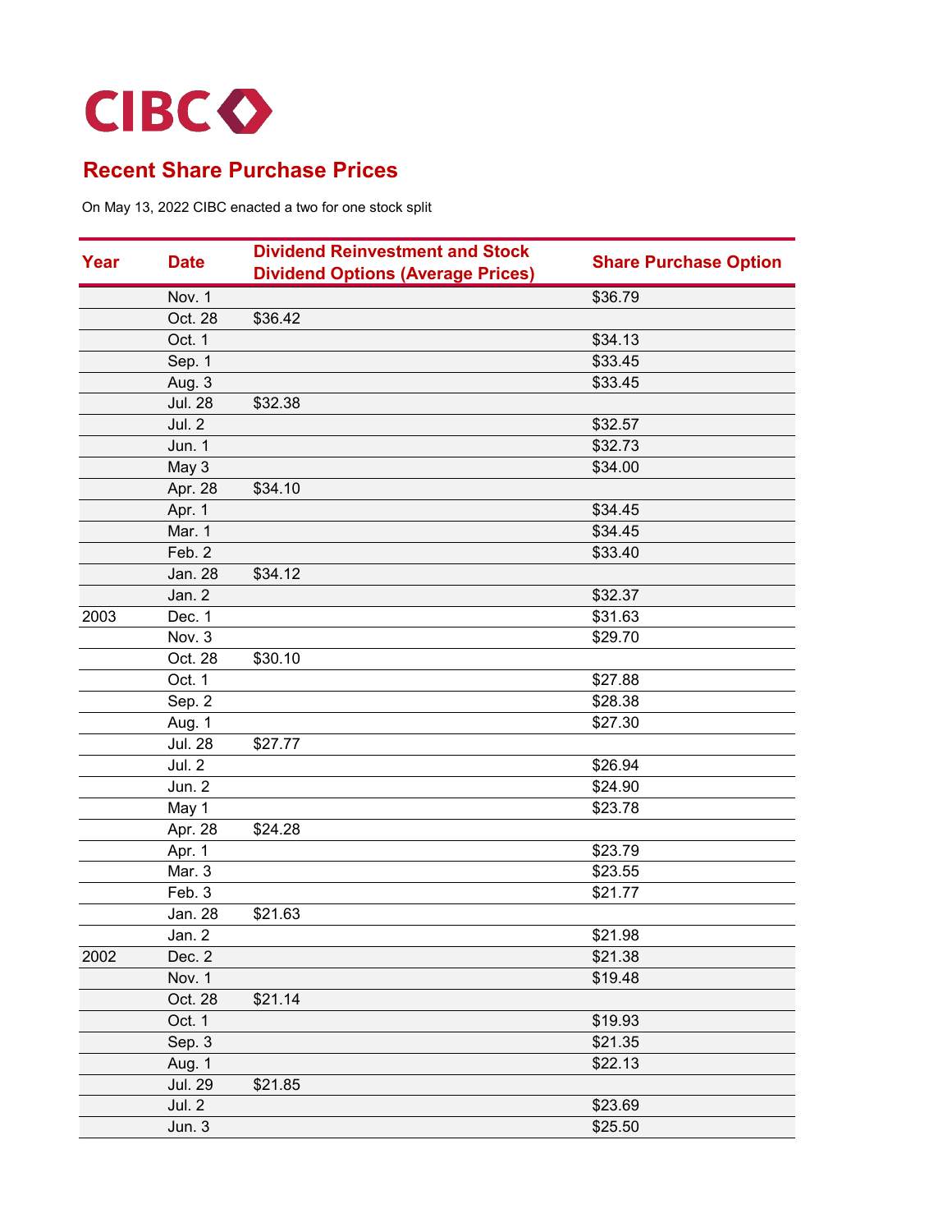CIBC

# Recent Share Purchase Prices

On May 13, 2022 CIBC enacted a two for one stock split

| Year | Date | Dividend Reinvestment and Stock Dividend Options (Average Prices) | Share Purchase Option |
|---|---|---|---|
| | Nov. 1 | | $36.79 |
| | Oct. 28 | $36.42 | |
| | Oct. 1 | | $34.13 |
| | Sep. 1 | | $33.45 |
| | Aug. 3 | | $33.45 |
| | Jul. 28 | $32.38 | |
| | Jul. 2 | | $32.57 |
| | Jun. 1 | | $32.73 |
| | May 3 | | $34.00 |
| | Apr. 28 | $34.10 | |
| | Apr. 1 | | $34.45 |
| | Mar. 1 | | $34.45 |
| | Feb. 2 | | $33.40 |
| | Jan. 28 | $34.12 | |
| | Jan. 2 | | $32.37 |
| 2003 | Dec. 1 | | $31.63 |
| | Nov. 3 | | $29.70 |
| | Oct. 28 | $30.10 | |
| | Oct. 1 | | $27.88 |
| | Sep. 2 | | $28.38 |
| | Aug. 1 | | $27.30 |
| | Jul. 28 | $27.77 | |
| | Jul. 2 | | $26.94 |
| | Jun. 2 | | $24.90 |
| | May 1 | | $23.78 |
| | Apr. 28 | $24.28 | |
| | Apr. 1 | | $23.79 |
| | Mar. 3 | | $23.55 |
| | Feb. 3 | | $21.77 |
| | Jan. 28 | $21.63 | |
| | Jan. 2 | | $21.98 |
| 2002 | Dec. 2 | | $21.38 |
| | Nov. 1 | | $19.48 |
| | Oct. 28 | $21.14 | |
| | Oct. 1 | | $19.93 |
| | Sep. 3 | | $21.35 |
| | Aug. 1 | | $22.13 |
| | Jul. 29 | $21.85 | |
| | Jul. 2 | | $23.69 |
| | Jun. 3 | | $25.50 |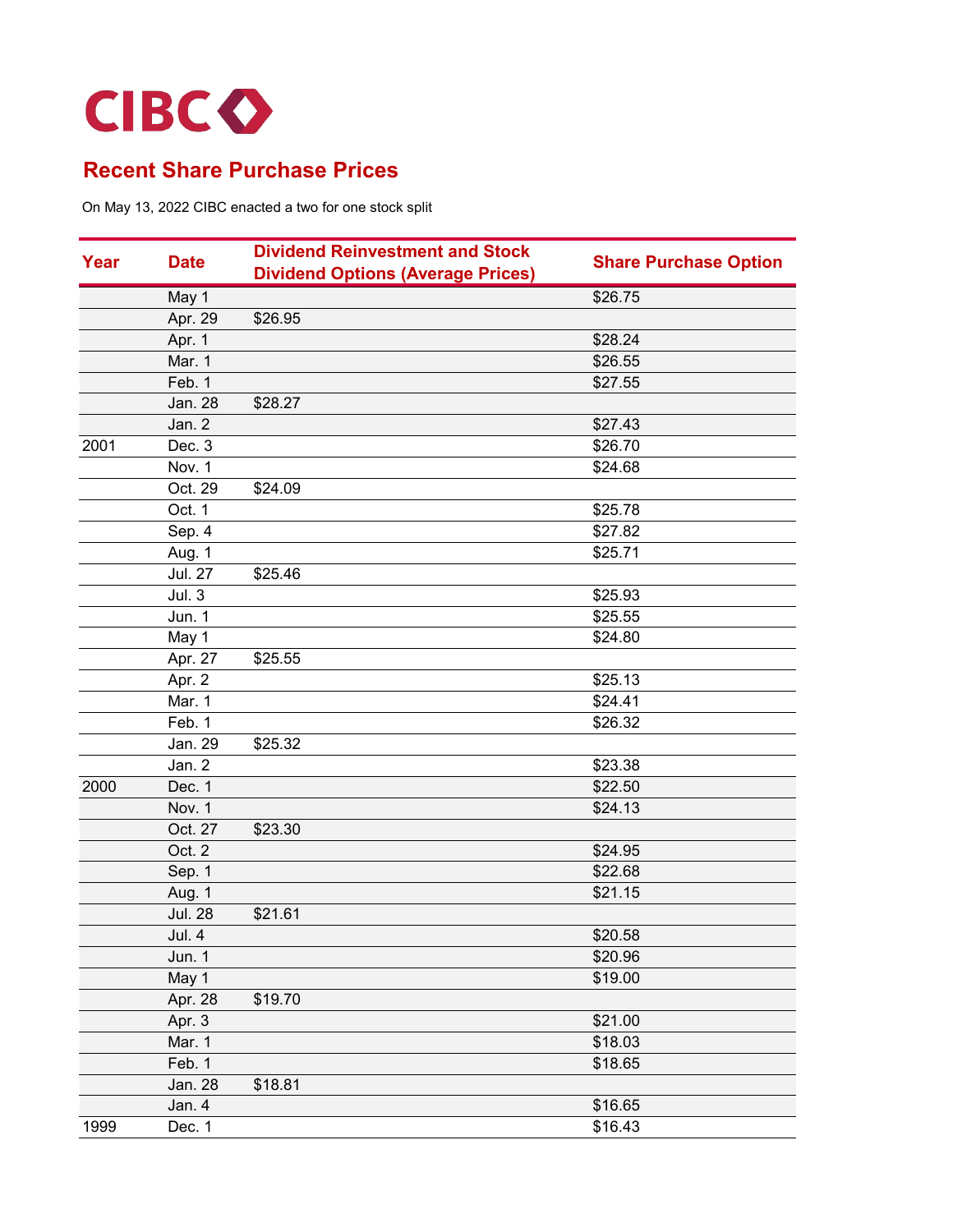CIBC

## Recent Share Purchase Prices

On May 13, 2022 CIBC enacted a two for one stock split

| Year | Date | Dividend Reinvestment and Stock Dividend Options (Average Prices) | Share Purchase Option |
|---|---|---|---|
| | May 1 | | $26.75 |
| | Apr. 29 | $26.95 | |
| | Apr. 1 | | $28.24 |
| | Mar. 1 | | $26.55 |
| | Feb. 1 | | $27.55 |
| | Jan. 28 | $28.27 | |
| | Jan. 2 | | $27.43 |
| 2001 | Dec. 3 | | $26.70 |
| | Nov. 1 | | $24.68 |
| | Oct. 29 | $24.09 | |
| | Oct. 1 | | $25.78 |
| | Sep. 4 | | $27.82 |
| | Aug. 1 | | $25.71 |
| | Jul. 27 | $25.46 | |
| | Jul. 3 | | $25.93 |
| | Jun. 1 | | $25.55 |
| | May 1 | | $24.80 |
| | Apr. 27 | $25.55 | |
| | Apr. 2 | | $25.13 |
| | Mar. 1 | | $24.41 |
| | Feb. 1 | | $26.32 |
| | Jan. 29 | $25.32 | |
| | Jan. 2 | | $23.38 |
| 2000 | Dec. 1 | | $22.50 |
| | Nov. 1 | | $24.13 |
| | Oct. 27 | $23.30 | |
| | Oct. 2 | | $24.95 |
| | Sep. 1 | | $22.68 |
| | Aug. 1 | | $21.15 |
| | Jul. 28 | $21.61 | |
| | Jul. 4 | | $20.58 |
| | Jun. 1 | | $20.96 |
| | May 1 | | $19.00 |
| | Apr. 28 | $19.70 | |
| | Apr. 3 | | $21.00 |
| | Mar. 1 | | $18.03 |
| | Feb. 1 | | $18.65 |
| | Jan. 28 | $18.81 | |
| | Jan. 4 | | $16.65 |
| 1999 | Dec. 1 | | $16.43 |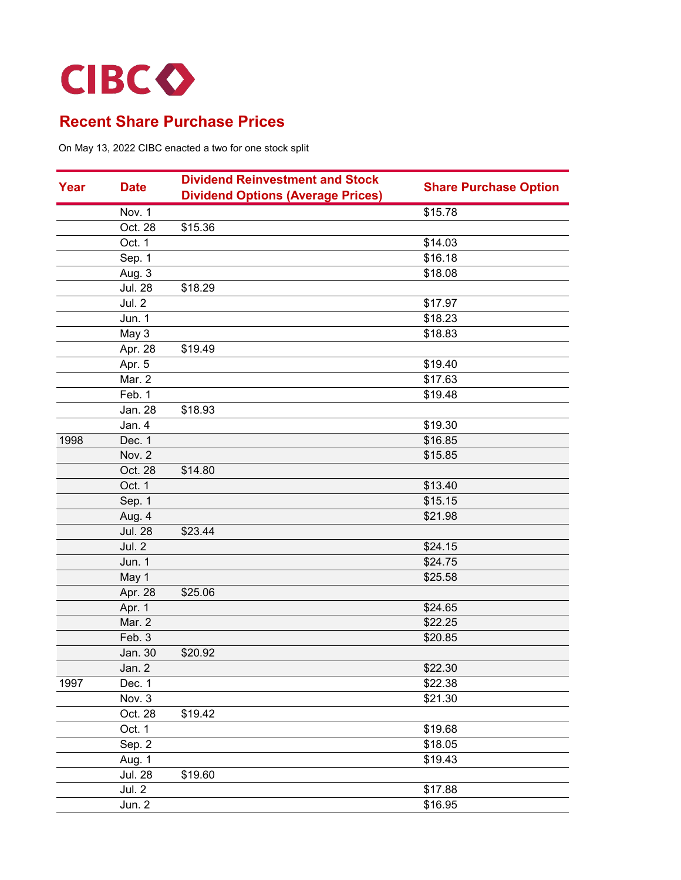CIBC

## Recent Share Purchase Prices

On May 13, 2022 CIBC enacted a two for one stock split

| Year | Date | Dividend Reinvestment and Stock Dividend Options (Average Prices) | Share Purchase Option |
|---|---|---|---|
| | Nov. 1 | | $15.78 |
| | Oct. 28 | $15.36 | |
| | Oct. 1 | | $14.03 |
| | Sep. 1 | | $16.18 |
| | Aug. 3 | | $18.08 |
| | Jul. 28 | $18.29 | |
| | Jul. 2 | | $17.97 |
| | Jun. 1 | | $18.23 |
| | May 3 | | $18.83 |
| | Apr. 28 | $19.49 | |
| | Apr. 5 | | $19.40 |
| | Mar. 2 | | $17.63 |
| | Feb. 1 | | $19.48 |
| | Jan. 28 | $18.93 | |
| | Jan. 4 | | $19.30 |
| 1998 | Dec. 1 | | $16.85 |
| | Nov. 2 | | $15.85 |
| | Oct. 28 | $14.80 | |
| | Oct. 1 | | $13.40 |
| | Sep. 1 | | $15.15 |
| | Aug. 4 | | $21.98 |
| | Jul. 28 | $23.44 | |
| | Jul. 2 | | $24.15 |
| | Jun. 1 | | $24.75 |
| | May 1 | | $25.58 |
| | Apr. 28 | $25.06 | |
| | Apr. 1 | | $24.65 |
| | Mar. 2 | | $22.25 |
| | Feb. 3 | | $20.85 |
| | Jan. 30 | $20.92 | |
| | Jan. 2 | | $22.30 |
| 1997 | Dec. 1 | | $22.38 |
| | Nov. 3 | | $21.30 |
| | Oct. 28 | $19.42 | |
| | Oct. 1 | | $19.68 |
| | Sep. 2 | | $18.05 |
| | Aug. 1 | | $19.43 |
| | Jul. 28 | $19.60 | |
| | Jul. 2 | | $17.88 |
| | Jun. 2 | | $16.95 |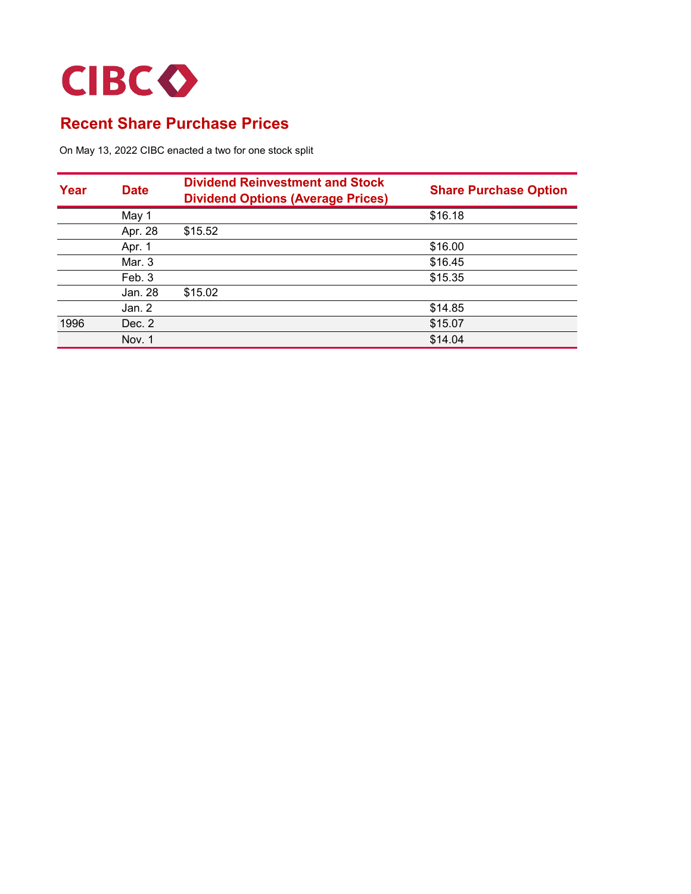CIBC

## Recent Share Purchase Prices

On May 13, 2022 CIBC enacted a two for one stock split

| Year | Date | Dividend Reinvestment and Stock Dividend Options (Average Prices) | Share Purchase Option |
| --- | --- | --- | --- |
| | May 1 | | $16.18 |
| | Apr. 28 | $15.52 | |
| | Apr. 1 | | $16.00 |
| | Mar. 3 | | $16.45 |
| | Feb. 3 | | $15.35 |
| | Jan. 28 | $15.02 | |
| | Jan. 2 | | $14.85 |
| 1996 | Dec. 2 | | $15.07 |
| | Nov. 1 | | $14.04 |